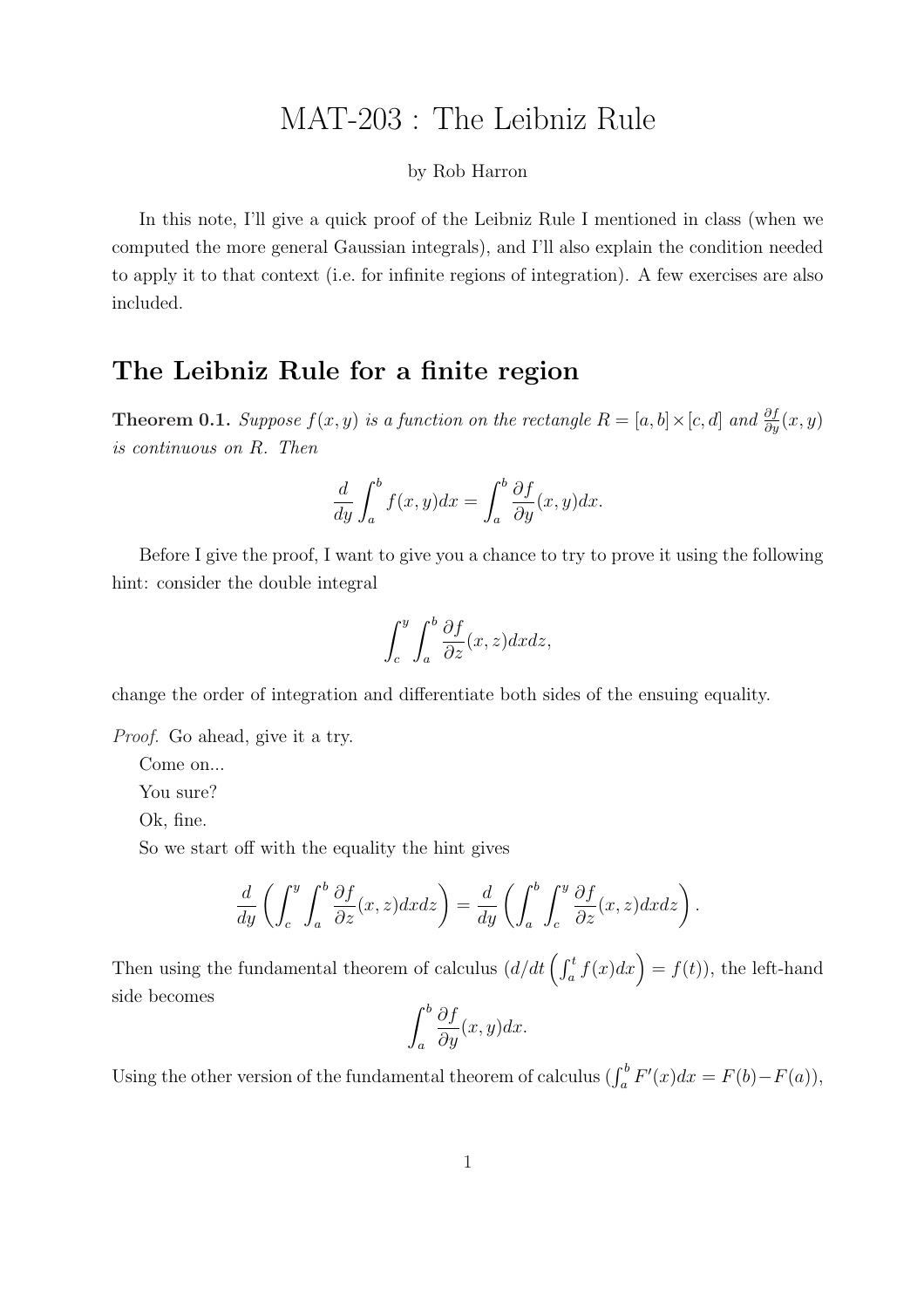# MAT-203 : The Leibniz Rule

by Rob Harron

In this note, I'll give a quick proof of the Leibniz Rule I mentioned in class (when we computed the more general Gaussian integrals), and I'll also explain the condition needed to apply it to that context (i.e. for infinite regions of integration). A few exercises are also included.

## The Leibniz Rule for a finite region

**Theorem 0.1.** *Suppose $f(x, y)$ is a function on the rectangle $R = [a, b] \times [c, d]$ and $\frac{\partial f}{\partial y}(x, y)$ is continuous on $R$. Then*

$$\frac{d}{dy} \int_a^b f(x, y) dx = \int_a^b \frac{\partial f}{\partial y}(x, y) dx.$$

Before I give the proof, I want to give you a chance to try to prove it using the following hint: consider the double integral

$$\int_c^y \int_a^b \frac{\partial f}{\partial z}(x, z) dx dz,$$

change the order of integration and differentiate both sides of the ensuing equality.

*Proof.* Go ahead, give it a try.

Come on...

You sure?

Ok, fine.

So we start off with the equality the hint gives

$$\frac{d}{dy} \left( \int_c^y \int_a^b \frac{\partial f}{\partial z}(x, z) dx dz \right) = \frac{d}{dy} \left( \int_a^b \int_c^y \frac{\partial f}{\partial z}(x, z) dx dz \right).$$

Then using the fundamental theorem of calculus ($d/dt \left( \int_a^t f(x) dx \right) = f(t)$), the left-hand side becomes

$$\int_a^b \frac{\partial f}{\partial y}(x, y) dx.$$

Using the other version of the fundamental theorem of calculus ($\int_a^b F'(x) dx = F(b) - F(a)$),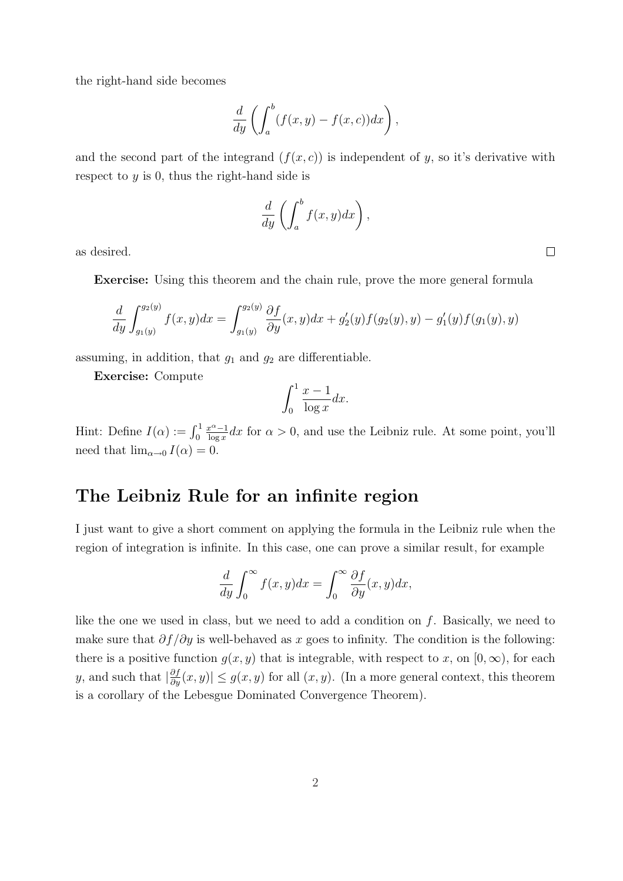the right-hand side becomes

$$\frac{d}{dy}\left(\int_a^b (f(x,y) - f(x,c))dx\right),$$

and the second part of the integrand ($f(x,c)$) is independent of $y$, so it's derivative with respect to $y$ is 0, thus the right-hand side is

$$\frac{d}{dy}\left(\int_a^b f(x,y)dx\right),$$

as desired. □

**Exercise:** Using this theorem and the chain rule, prove the more general formula

$$\frac{d}{dy}\int_{g_1(y)}^{g_2(y)} f(x,y)dx = \int_{g_1(y)}^{g_2(y)} \frac{\partial f}{\partial y}(x,y)dx + g_2'(y)f(g_2(y),y) - g_1'(y)f(g_1(y),y)$$

assuming, in addition, that $g_1$ and $g_2$ are differentiable.

**Exercise:** Compute

$$\int_0^1 \frac{x-1}{\log x}dx.$$

Hint: Define $I(\alpha) := \int_0^1 \frac{x^\alpha - 1}{\log x}dx$ for $\alpha > 0$, and use the Leibniz rule. At some point, you'll need that $\lim_{\alpha \to 0} I(\alpha) = 0$.

## The Leibniz Rule for an infinite region

I just want to give a short comment on applying the formula in the Leibniz rule when the region of integration is infinite. In this case, one can prove a similar result, for example

$$\frac{d}{dy}\int_0^\infty f(x,y)dx = \int_0^\infty \frac{\partial f}{\partial y}(x,y)dx,$$

like the one we used in class, but we need to add a condition on $f$. Basically, we need to make sure that $\partial f/\partial y$ is well-behaved as $x$ goes to infinity. The condition is the following: there is a positive function $g(x,y)$ that is integrable, with respect to $x$, on $[0,\infty)$, for each $y$, and such that $|\frac{\partial f}{\partial y}(x,y)| \leq g(x,y)$ for all $(x,y)$. (In a more general context, this theorem is a corollary of the Lebesgue Dominated Convergence Theorem).